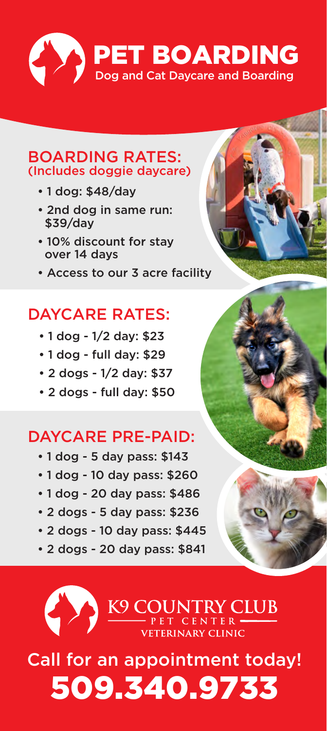# PET BOARDING

Dog and Cat Daycare and Boarding

## BOARDING RATES:
(Includes doggie daycare)

- 1 dog: $48/day
- 2nd dog in same run: $39/day
- 10% discount for stay over 14 days
- Access to our 3 acre facility

## DAYCARE RATES:

- 1 dog - 1/2 day: $23
- 1 dog - full day: $29
- 2 dogs - 1/2 day: $37
- 2 dogs - full day: $50

## DAYCARE PRE-PAID:

- 1 dog - 5 day pass: $143
- 1 dog - 10 day pass: $260
- 1 dog - 20 day pass: $486
- 2 dogs - 5 day pass: $236
- 2 dogs - 10 day pass: $445
- 2 dogs - 20 day pass: $841

K9 COUNTRY CLUB
PET CENTER
VETERINARY CLINIC

Call for an appointment today!

**509.340.9733**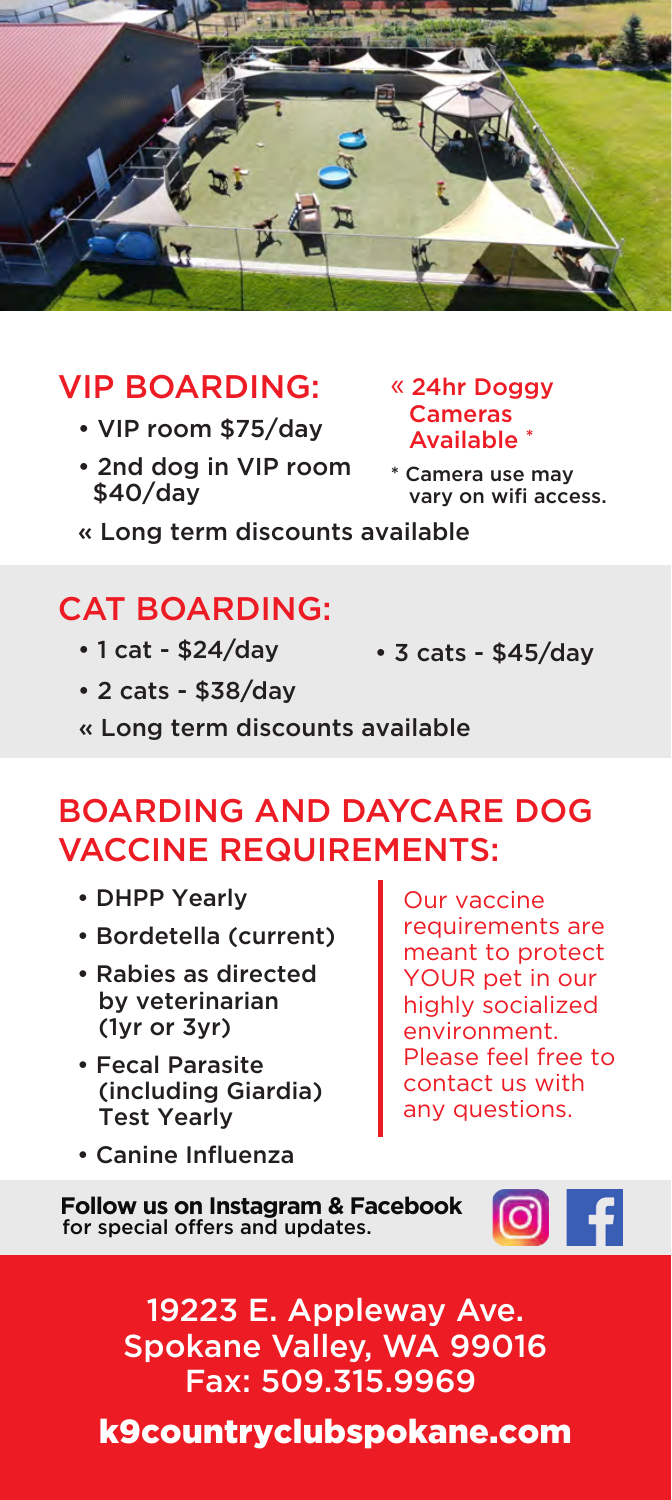## VIP BOARDING:

- VIP room $75/day
- 2nd dog in VIP room $40/day

« 24hr Doggy Cameras Available *

* Camera use may vary on wifi access.

« Long term discounts available

## CAT BOARDING:

- 1 cat - $24/day
- 2 cats - $38/day
- 3 cats - $45/day

« Long term discounts available

## BOARDING AND DAYCARE DOG VACCINE REQUIREMENTS:

- DHPP Yearly
- Bordetella (current)
- Rabies as directed by veterinarian (1yr or 3yr)
- Fecal Parasite (including Giardia) Test Yearly
- Canine Influenza

Our vaccine requirements are meant to protect YOUR pet in our highly socialized environment. Please feel free to contact us with any questions.

**Follow us on Instagram & Facebook** for special offers and updates.

19223 E. Appleway Ave.
Spokane Valley, WA 99016
Fax: 509.315.9969

**k9countryclubspokane.com**